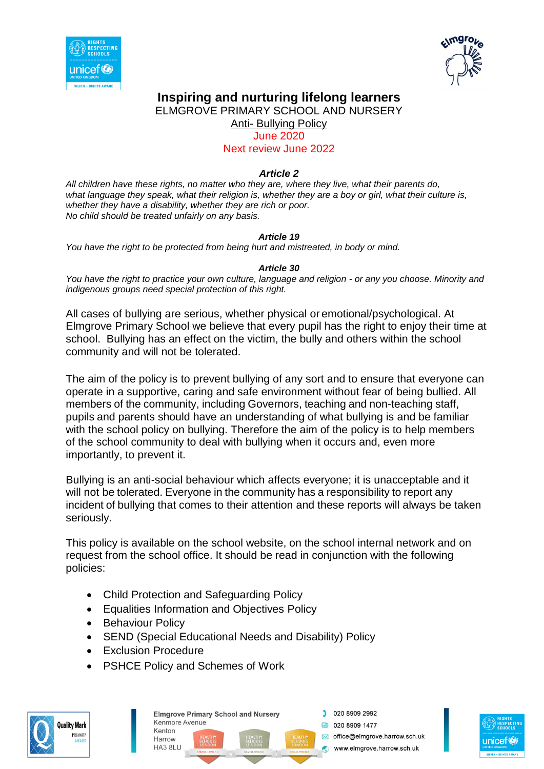# Inspiring and nurturing lifelong learners

ELMGROVE PRIMARY SCHOOL AND NURSERY

## Anti- Bullying Policy

June 2020

Next review June 2022

### Article 2

*All children have these rights, no matter who they are, where they live, what their parents do, what language they speak, what their religion is, whether they are a boy or girl, what their culture is, whether they have a disability, whether they are rich or poor.*
*No child should be treated unfairly on any basis.*

### Article 19

*You have the right to be protected from being hurt and mistreated, in body or mind.*

### Article 30

*You have the right to practice your own culture, language and religion - or any you choose. Minority and indigenous groups need special protection of this right.*

All cases of bullying are serious, whether physical or emotional/psychological. At Elmgrove Primary School we believe that every pupil has the right to enjoy their time at school. Bullying has an effect on the victim, the bully and others within the school community and will not be tolerated.

The aim of the policy is to prevent bullying of any sort and to ensure that everyone can operate in a supportive, caring and safe environment without fear of being bullied. All members of the community, including Governors, teaching and non-teaching staff, pupils and parents should have an understanding of what bullying is and be familiar with the school policy on bullying. Therefore the aim of the policy is to help members of the school community to deal with bullying when it occurs and, even more importantly, to prevent it.

Bullying is an anti-social behaviour which affects everyone; it is unacceptable and it will not be tolerated. Everyone in the community has a responsibility to report any incident of bullying that comes to their attention and these reports will always be taken seriously.

This policy is available on the school website, on the school internal network and on request from the school office. It should be read in conjunction with the following policies:

- Child Protection and Safeguarding Policy
- Equalities Information and Objectives Policy
- Behaviour Policy
- SEND (Special Educational Needs and Disability) Policy
- Exclusion Procedure
- PSHCE Policy and Schemes of Work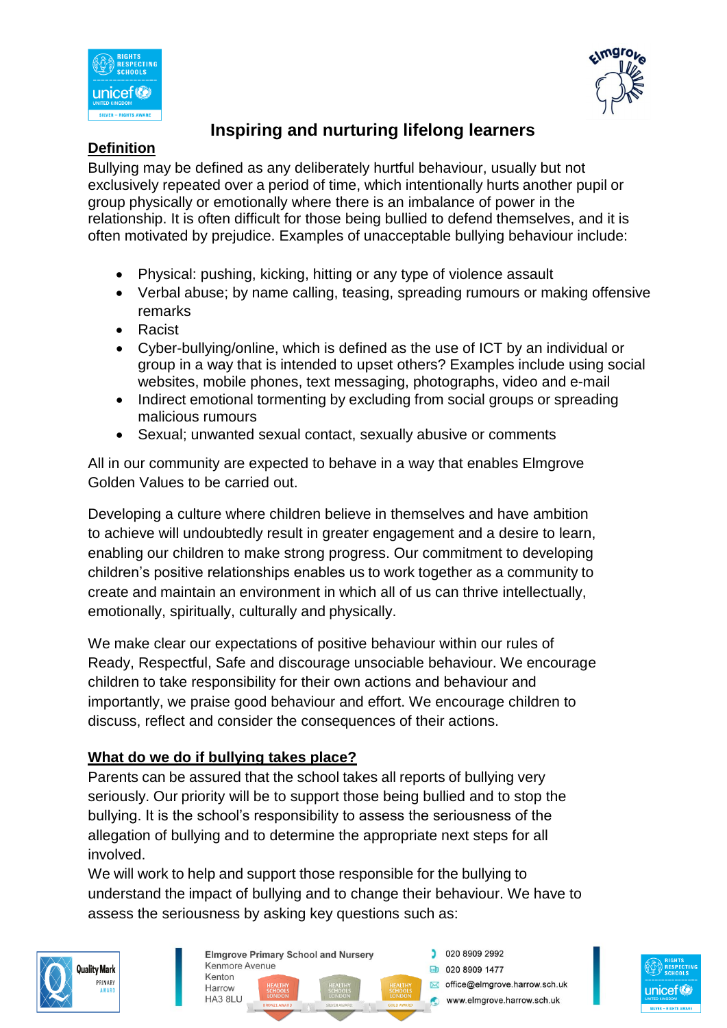**Inspiring and nurturing lifelong learners**

## Definition

Bullying may be defined as any deliberately hurtful behaviour, usually but not exclusively repeated over a period of time, which intentionally hurts another pupil or group physically or emotionally where there is an imbalance of power in the relationship. It is often difficult for those being bullied to defend themselves, and it is often motivated by prejudice. Examples of unacceptable bullying behaviour include:

- Physical: pushing, kicking, hitting or any type of violence assault
- Verbal abuse; by name calling, teasing, spreading rumours or making offensive remarks
- Racist
- Cyber-bullying/online, which is defined as the use of ICT by an individual or group in a way that is intended to upset others? Examples include using social websites, mobile phones, text messaging, photographs, video and e-mail
- Indirect emotional tormenting by excluding from social groups or spreading malicious rumours
- Sexual; unwanted sexual contact, sexually abusive or comments

All in our community are expected to behave in a way that enables Elmgrove Golden Values to be carried out.

Developing a culture where children believe in themselves and have ambition to achieve will undoubtedly result in greater engagement and a desire to learn, enabling our children to make strong progress. Our commitment to developing children's positive relationships enables us to work together as a community to create and maintain an environment in which all of us can thrive intellectually, emotionally, spiritually, culturally and physically.

We make clear our expectations of positive behaviour within our rules of Ready, Respectful, Safe and discourage unsociable behaviour. We encourage children to take responsibility for their own actions and behaviour and importantly, we praise good behaviour and effort. We encourage children to discuss, reflect and consider the consequences of their actions.

## What do we do if bullying takes place?

Parents can be assured that the school takes all reports of bullying very seriously. Our priority will be to support those being bullied and to stop the bullying. It is the school's responsibility to assess the seriousness of the allegation of bullying and to determine the appropriate next steps for all involved.

We will work to help and support those responsible for the bullying to understand the impact of bullying and to change their behaviour. We have to assess the seriousness by asking key questions such as: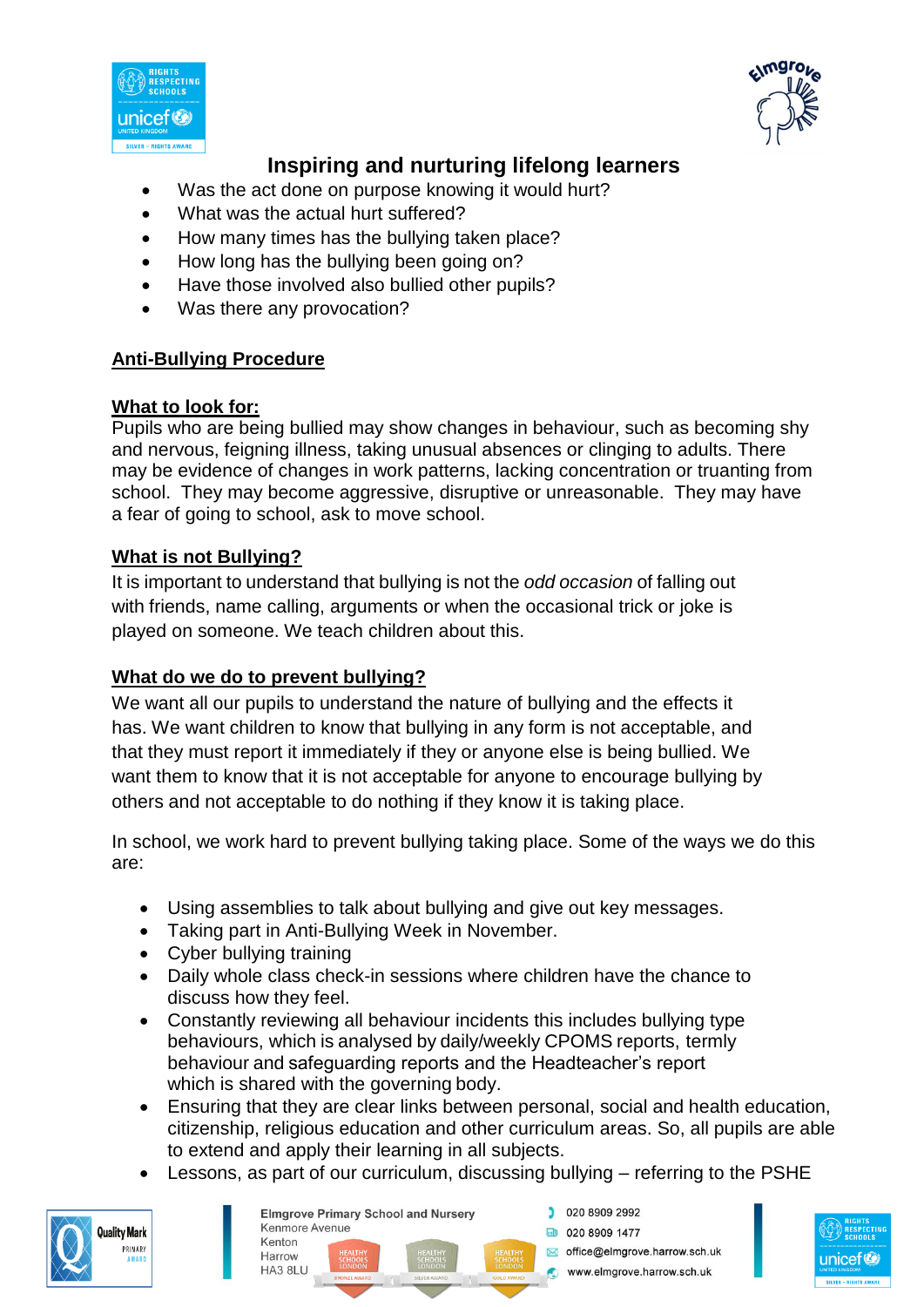- Was the act done on purpose knowing it would hurt?
- What was the actual hurt suffered?
- How many times has the bullying taken place?
- How long has the bullying been going on?
- Have those involved also bullied other pupils?
- Was there any provocation?

## Anti-Bullying Procedure

### What to look for:

Pupils who are being bullied may show changes in behaviour, such as becoming shy and nervous, feigning illness, taking unusual absences or clinging to adults. There may be evidence of changes in work patterns, lacking concentration or truanting from school. They may become aggressive, disruptive or unreasonable. They may have a fear of going to school, ask to move school.

### What is not Bullying?

It is important to understand that bullying is not the *odd occasion* of falling out with friends, name calling, arguments or when the occasional trick or joke is played on someone. We teach children about this.

### What do we do to prevent bullying?

We want all our pupils to understand the nature of bullying and the effects it has. We want children to know that bullying in any form is not acceptable, and that they must report it immediately if they or anyone else is being bullied. We want them to know that it is not acceptable for anyone to encourage bullying by others and not acceptable to do nothing if they know it is taking place.

In school, we work hard to prevent bullying taking place. Some of the ways we do this are:

- Using assemblies to talk about bullying and give out key messages.
- Taking part in Anti-Bullying Week in November.
- Cyber bullying training
- Daily whole class check-in sessions where children have the chance to discuss how they feel.
- Constantly reviewing all behaviour incidents this includes bullying type behaviours, which is analysed by daily/weekly CPOMS reports, termly behaviour and safeguarding reports and the Headteacher's report which is shared with the governing body.
- Ensuring that they are clear links between personal, social and health education, citizenship, religious education and other curriculum areas. So, all pupils are able to extend and apply their learning in all subjects.
- Lessons, as part of our curriculum, discussing bullying – referring to the PSHE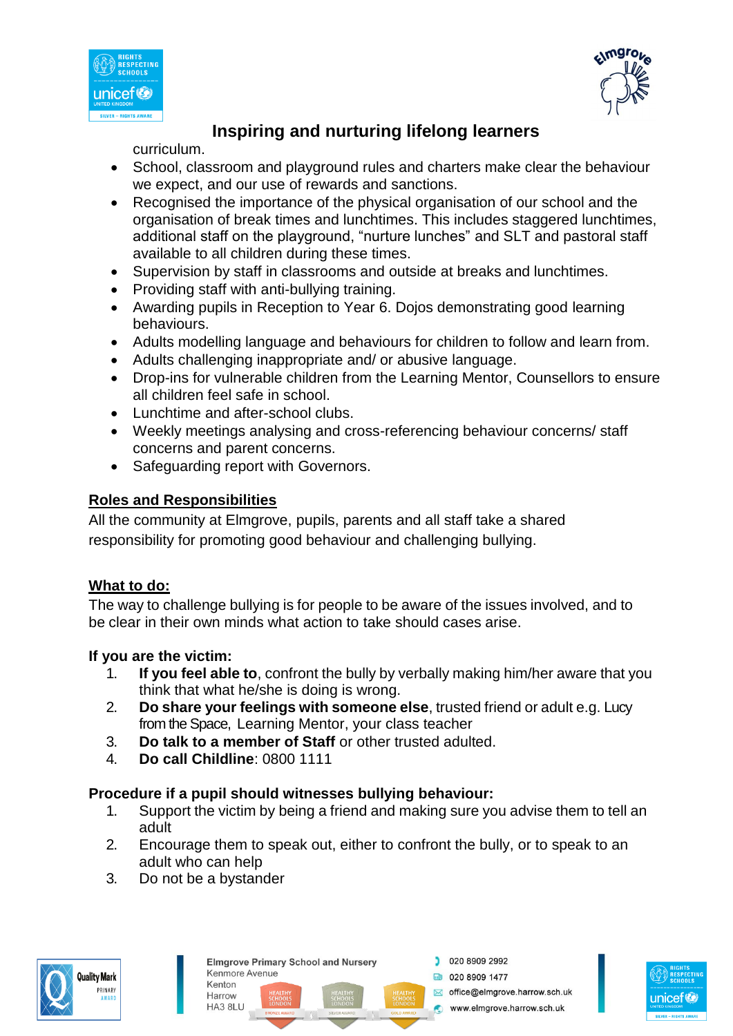curriculum.

- School, classroom and playground rules and charters make clear the behaviour we expect, and our use of rewards and sanctions.
- Recognised the importance of the physical organisation of our school and the organisation of break times and lunchtimes. This includes staggered lunchtimes, additional staff on the playground, “nurture lunches” and SLT and pastoral staff available to all children during these times.
- Supervision by staff in classrooms and outside at breaks and lunchtimes.
- Providing staff with anti-bullying training.
- Awarding pupils in Reception to Year 6. Dojos demonstrating good learning behaviours.
- Adults modelling language and behaviours for children to follow and learn from.
- Adults challenging inappropriate and/ or abusive language.
- Drop-ins for vulnerable children from the Learning Mentor, Counsellors to ensure all children feel safe in school.
- Lunchtime and after-school clubs.
- Weekly meetings analysing and cross-referencing behaviour concerns/ staff concerns and parent concerns.
- Safeguarding report with Governors.

## Roles and Responsibilities

All the community at Elmgrove, pupils, parents and all staff take a shared responsibility for promoting good behaviour and challenging bullying.

## What to do:

The way to challenge bullying is for people to be aware of the issues involved, and to be clear in their own minds what action to take should cases arise.

**If you are the victim:**

1. **If you feel able to**, confront the bully by verbally making him/her aware that you think that what he/she is doing is wrong.
2. **Do share your feelings with someone else**, trusted friend or adult e.g. Lucy from the Space, Learning Mentor, your class teacher
3. **Do talk to a member of Staff** or other trusted adulted.
4. **Do call Childline**: 0800 1111

**Procedure if a pupil should witnesses bullying behaviour:**

1. Support the victim by being a friend and making sure you advise them to tell an adult
2. Encourage them to speak out, either to confront the bully, or to speak to an adult who can help
3. Do not be a bystander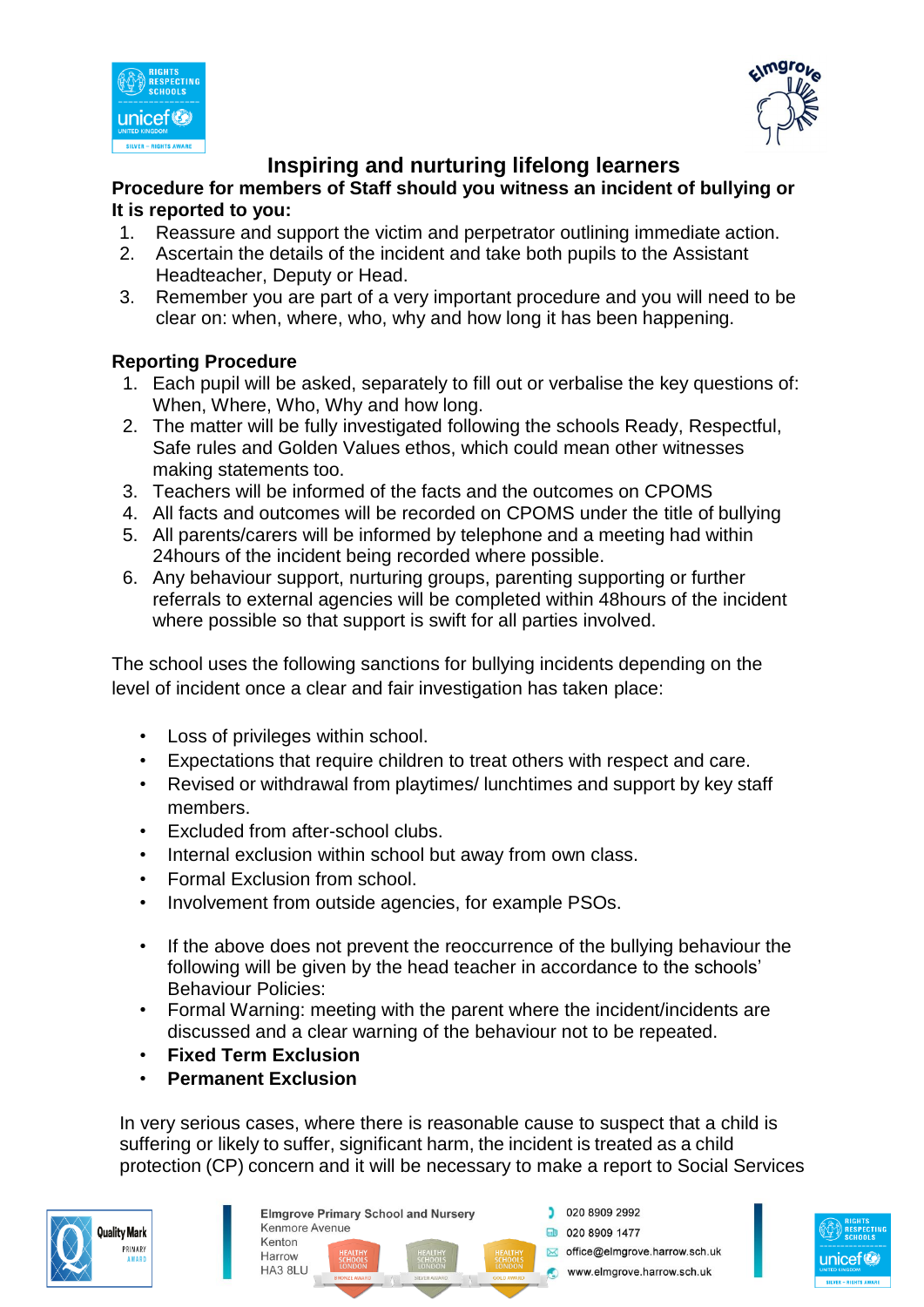# Inspiring and nurturing lifelong learners

**Procedure for members of Staff should you witness an incident of bullying or It is reported to you:**

1. Reassure and support the victim and perpetrator outlining immediate action.
2. Ascertain the details of the incident and take both pupils to the Assistant Headteacher, Deputy or Head.
3. Remember you are part of a very important procedure and you will need to be clear on: when, where, who, why and how long it has been happening.

**Reporting Procedure**

1. Each pupil will be asked, separately to fill out or verbalise the key questions of: When, Where, Who, Why and how long.
2. The matter will be fully investigated following the schools Ready, Respectful, Safe rules and Golden Values ethos, which could mean other witnesses making statements too.
3. Teachers will be informed of the facts and the outcomes on CPOMS
4. All facts and outcomes will be recorded on CPOMS under the title of bullying
5. All parents/carers will be informed by telephone and a meeting had within 24hours of the incident being recorded where possible.
6. Any behaviour support, nurturing groups, parenting supporting or further referrals to external agencies will be completed within 48hours of the incident where possible so that support is swift for all parties involved.

The school uses the following sanctions for bullying incidents depending on the level of incident once a clear and fair investigation has taken place:

- Loss of privileges within school.
- Expectations that require children to treat others with respect and care.
- Revised or withdrawal from playtimes/ lunchtimes and support by key staff members.
- Excluded from after-school clubs.
- Internal exclusion within school but away from own class.
- Formal Exclusion from school.
- Involvement from outside agencies, for example PSOs.

- If the above does not prevent the reoccurrence of the bullying behaviour the following will be given by the head teacher in accordance to the schools' Behaviour Policies:
- Formal Warning: meeting with the parent where the incident/incidents are discussed and a clear warning of the behaviour not to be repeated.
- **Fixed Term Exclusion**
- **Permanent Exclusion**

In very serious cases, where there is reasonable cause to suspect that a child is suffering or likely to suffer, significant harm, the incident is treated as a child protection (CP) concern and it will be necessary to make a report to Social Services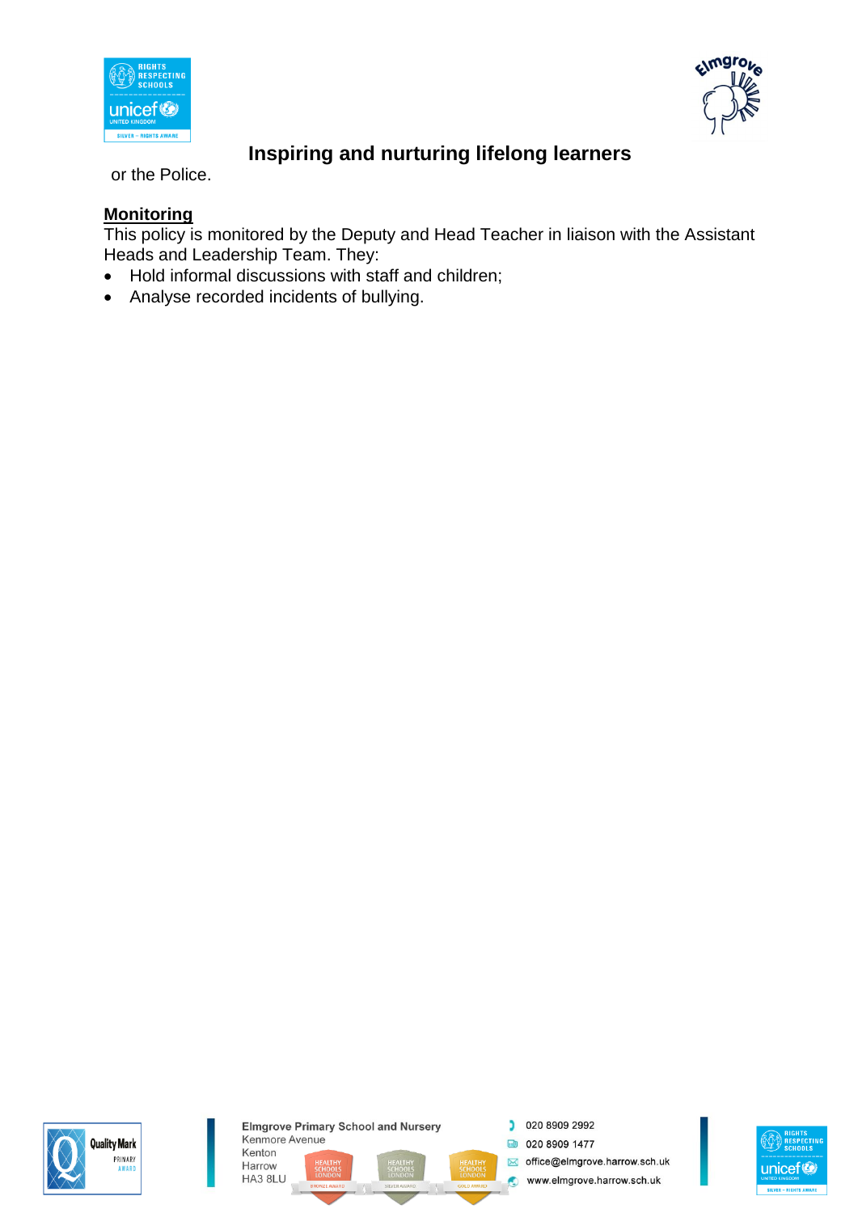or the Police.

**Monitoring**

This policy is monitored by the Deputy and Head Teacher in liaison with the Assistant Heads and Leadership Team. They:

- Hold informal discussions with staff and children;
- Analyse recorded incidents of bullying.